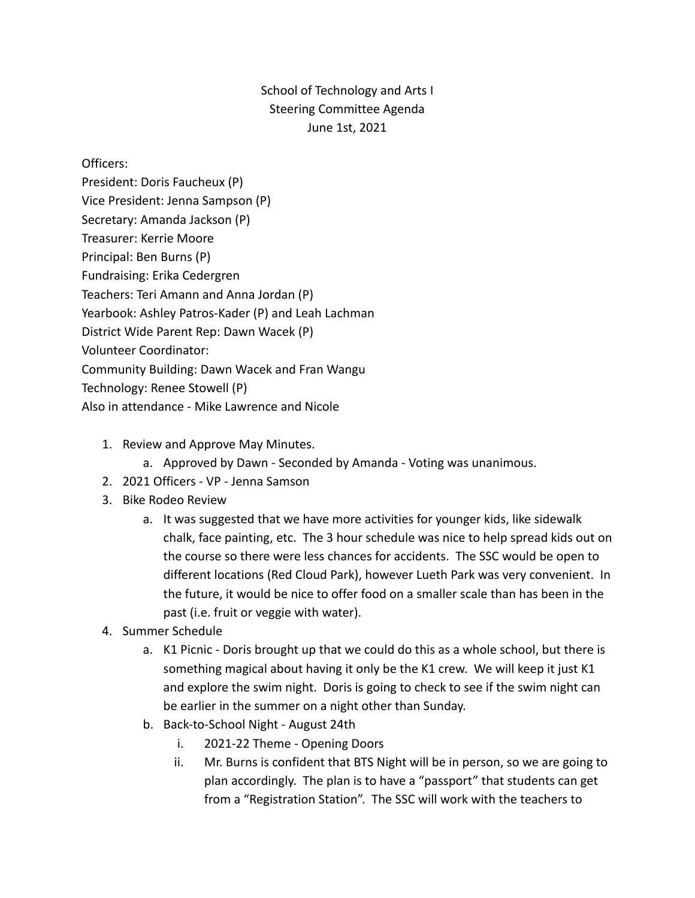School of Technology and Arts I
Steering Committee Agenda
June 1st, 2021

Officers:
President: Doris Faucheux (P)
Vice President: Jenna Sampson (P)
Secretary: Amanda Jackson (P)
Treasurer: Kerrie Moore
Principal: Ben Burns (P)
Fundraising: Erika Cedergren
Teachers: Teri Amann and Anna Jordan (P)
Yearbook: Ashley Patros-Kader (P) and Leah Lachman
District Wide Parent Rep: Dawn Wacek (P)
Volunteer Coordinator:
Community Building: Dawn Wacek and Fran Wangu
Technology: Renee Stowell (P)
Also in attendance - Mike Lawrence and Nicole

1. Review and Approve May Minutes.
    a. Approved by Dawn - Seconded by Amanda - Voting was unanimous.
2. 2021 Officers - VP - Jenna Samson
3. Bike Rodeo Review
    a. It was suggested that we have more activities for younger kids, like sidewalk chalk, face painting, etc. The 3 hour schedule was nice to help spread kids out on the course so there were less chances for accidents. The SSC would be open to different locations (Red Cloud Park), however Lueth Park was very convenient. In the future, it would be nice to offer food on a smaller scale than has been in the past (i.e. fruit or veggie with water).
4. Summer Schedule
    a. K1 Picnic - Doris brought up that we could do this as a whole school, but there is something magical about having it only be the K1 crew. We will keep it just K1 and explore the swim night. Doris is going to check to see if the swim night can be earlier in the summer on a night other than Sunday.
    b. Back-to-School Night - August 24th
        i. 2021-22 Theme - Opening Doors
        ii. Mr. Burns is confident that BTS Night will be in person, so we are going to plan accordingly. The plan is to have a "passport" that students can get from a "Registration Station". The SSC will work with the teachers to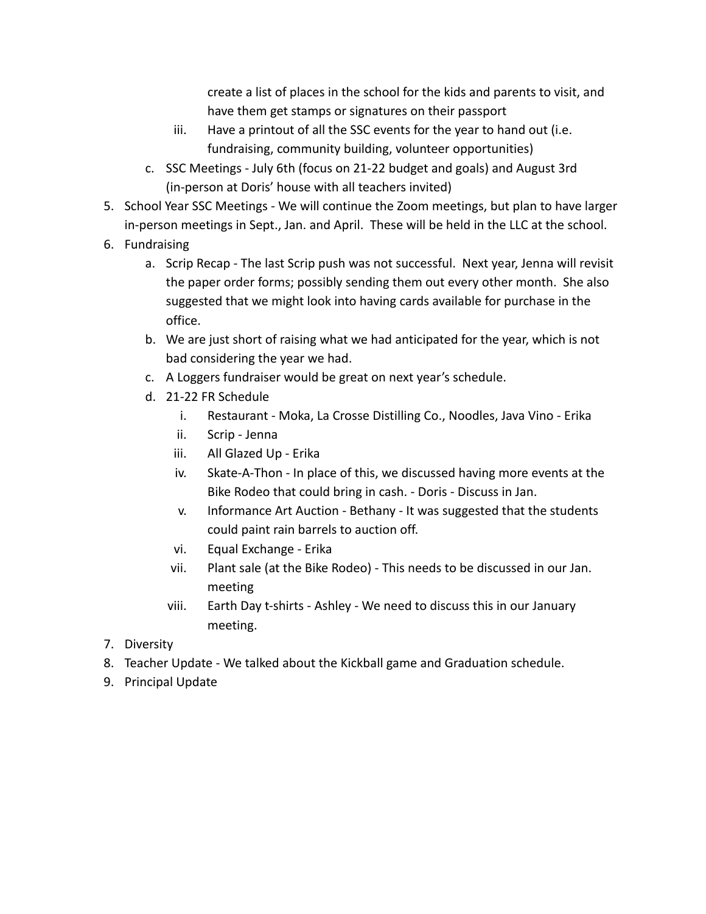create a list of places in the school for the kids and parents to visit, and have them get stamps or signatures on their passport

   iii. Have a printout of all the SSC events for the year to hand out (i.e. fundraising, community building, volunteer opportunities)

   c. SSC Meetings - July 6th (focus on 21-22 budget and goals) and August 3rd (in-person at Doris' house with all teachers invited)

5. School Year SSC Meetings - We will continue the Zoom meetings, but plan to have larger in-person meetings in Sept., Jan. and April. These will be held in the LLC at the school.
6. Fundraising
   a. Scrip Recap - The last Scrip push was not successful. Next year, Jenna will revisit the paper order forms; possibly sending them out every other month. She also suggested that we might look into having cards available for purchase in the office.
   b. We are just short of raising what we had anticipated for the year, which is not bad considering the year we had.
   c. A Loggers fundraiser would be great on next year's schedule.
   d. 21-22 FR Schedule
      i. Restaurant - Moka, La Crosse Distilling Co., Noodles, Java Vino - Erika
      ii. Scrip - Jenna
      iii. All Glazed Up - Erika
      iv. Skate-A-Thon - In place of this, we discussed having more events at the Bike Rodeo that could bring in cash. - Doris - Discuss in Jan.
      v. Informance Art Auction - Bethany - It was suggested that the students could paint rain barrels to auction off.
      vi. Equal Exchange - Erika
      vii. Plant sale (at the Bike Rodeo) - This needs to be discussed in our Jan. meeting
      viii. Earth Day t-shirts - Ashley - We need to discuss this in our January meeting.
7. Diversity
8. Teacher Update - We talked about the Kickball game and Graduation schedule.
9. Principal Update